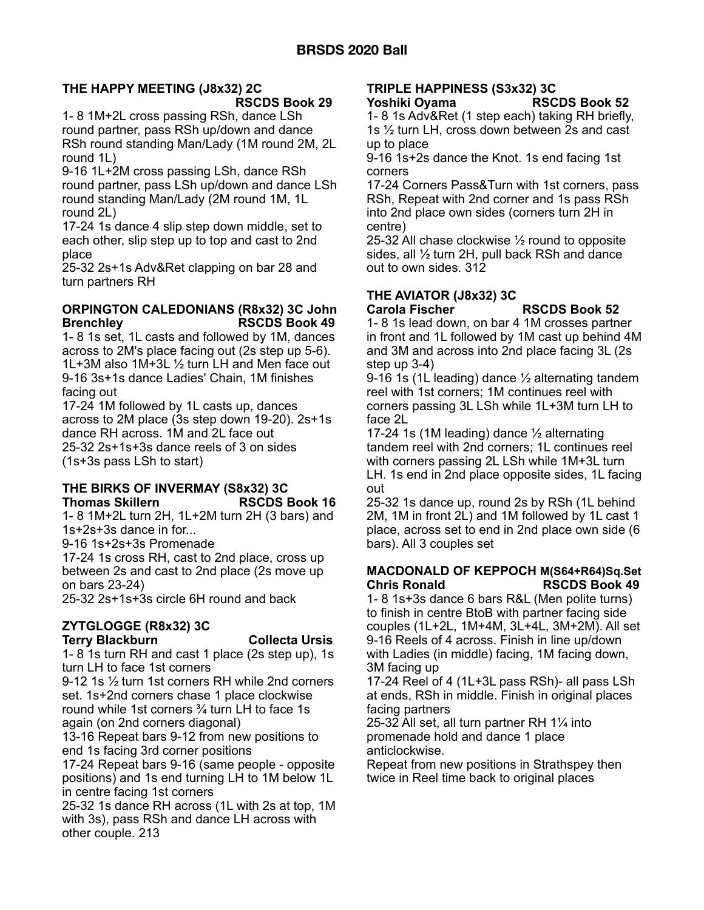# BRSDS 2020 Ball

### THE HAPPY MEETING (J8x32) 2C

**RSCDS Book 29**

1- 8 1M+2L cross passing RSh, dance LSh round partner, pass RSh up/down and dance RSh round standing Man/Lady (1M round 2M, 2L round 1L)

9-16 1L+2M cross passing LSh, dance RSh round partner, pass LSh up/down and dance LSh round standing Man/Lady (2M round 1M, 1L round 2L)

17-24 1s dance 4 slip step down middle, set to each other, slip step up to top and cast to 2nd place

25-32 2s+1s Adv&Ret clapping on bar 28 and turn partners RH

### ORPINGTON CALEDONIANS (R8x32) 3C John Brenchley

**RSCDS Book 49**

1- 8 1s set, 1L casts and followed by 1M, dances across to 2M's place facing out (2s step up 5-6). 1L+3M also 1M+3L ½ turn LH and Men face out

9-16 3s+1s dance Ladies' Chain, 1M finishes facing out

17-24 1M followed by 1L casts up, dances across to 2M place (3s step down 19-20). 2s+1s dance RH across. 1M and 2L face out

25-32 2s+1s+3s dance reels of 3 on sides (1s+3s pass LSh to start)

### THE BIRKS OF INVERMAY (S8x32) 3C

**Thomas Skillern** **RSCDS Book 16**

1- 8 1M+2L turn 2H, 1L+2M turn 2H (3 bars) and 1s+2s+3s dance in for...

9-16 1s+2s+3s Promenade

17-24 1s cross RH, cast to 2nd place, cross up between 2s and cast to 2nd place (2s move up on bars 23-24)

25-32 2s+1s+3s circle 6H round and back

### ZYTGLOGGE (R8x32) 3C

**Terry Blackburn** **Collecta Ursis**

1- 8 1s turn RH and cast 1 place (2s step up), 1s turn LH to face 1st corners

9-12 1s ½ turn 1st corners RH while 2nd corners set. 1s+2nd corners chase 1 place clockwise round while 1st corners ¾ turn LH to face 1s again (on 2nd corners diagonal)

13-16 Repeat bars 9-12 from new positions to end 1s facing 3rd corner positions

17-24 Repeat bars 9-16 (same people - opposite positions) and 1s end turning LH to 1M below 1L in centre facing 1st corners

25-32 1s dance RH across (1L with 2s at top, 1M with 3s), pass RSh and dance LH across with other couple. 213

### TRIPLE HAPPINESS (S3x32) 3C

**Yoshiki Oyama** **RSCDS Book 52**

1- 8 1s Adv&Ret (1 step each) taking RH briefly, 1s ½ turn LH, cross down between 2s and cast up to place

9-16 1s+2s dance the Knot. 1s end facing 1st corners

17-24 Corners Pass&Turn with 1st corners, pass RSh, Repeat with 2nd corner and 1s pass RSh into 2nd place own sides (corners turn 2H in centre)

25-32 All chase clockwise ½ round to opposite sides, all ½ turn 2H, pull back RSh and dance out to own sides. 312

### THE AVIATOR (J8x32) 3C

**Carola Fischer** **RSCDS Book 52**

1- 8 1s lead down, on bar 4 1M crosses partner in front and 1L followed by 1M cast up behind 4M and 3M and across into 2nd place facing 3L (2s step up 3-4)

9-16 1s (1L leading) dance ½ alternating tandem reel with 1st corners; 1M continues reel with corners passing 3L LSh while 1L+3M turn LH to face 2L

17-24 1s (1M leading) dance ½ alternating tandem reel with 2nd corners; 1L continues reel with corners passing 2L LSh while 1M+3L turn LH. 1s end in 2nd place opposite sides, 1L facing out

25-32 1s dance up, round 2s by RSh (1L behind 2M, 1M in front 2L) and 1M followed by 1L cast 1 place, across set to end in 2nd place own side (6 bars). All 3 couples set

### MACDONALD OF KEPPOCH M(S64+R64)Sq.Set

**Chris Ronald** **RSCDS Book 49**

1- 8 1s+3s dance 6 bars R&L (Men polite turns) to finish in centre BtoB with partner facing side couples (1L+2L, 1M+4M, 3L+4L, 3M+2M). All set

9-16 Reels of 4 across. Finish in line up/down with Ladies (in middle) facing, 1M facing down, 3M facing up

17-24 Reel of 4 (1L+3L pass RSh)- all pass LSh at ends, RSh in middle. Finish in original places facing partners

25-32 All set, all turn partner RH 1¼ into promenade hold and dance 1 place anticlockwise.

Repeat from new positions in Strathspey then twice in Reel time back to original places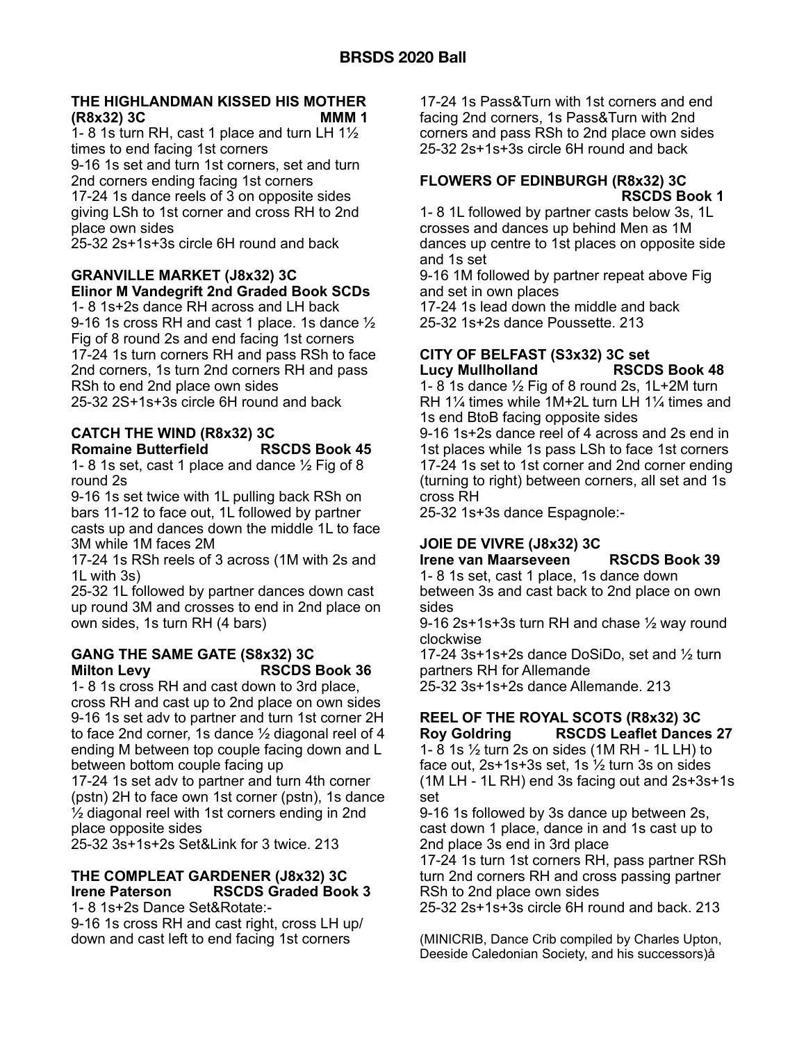# BRSDS 2020 Ball

### THE HIGHLANDMAN KISSED HIS MOTHER (R8x32) 3C MMM 1

1- 8 1s turn RH, cast 1 place and turn LH 1½ times to end facing 1st corners
9-16 1s set and turn 1st corners, set and turn 2nd corners ending facing 1st corners
17-24 1s dance reels of 3 on opposite sides giving LSh to 1st corner and cross RH to 2nd place own sides
25-32 2s+1s+3s circle 6H round and back

### GRANVILLE MARKET (J8x32) 3C
**Elinor M Vandegrift 2nd Graded Book SCDs**

1- 8 1s+2s dance RH across and LH back
9-16 1s cross RH and cast 1 place. 1s dance ½ Fig of 8 round 2s and end facing 1st corners
17-24 1s turn corners RH and pass RSh to face 2nd corners, 1s turn 2nd corners RH and pass RSh to end 2nd place own sides
25-32 2S+1s+3s circle 6H round and back

### CATCH THE WIND (R8x32) 3C
**Romaine Butterfield RSCDS Book 45**

1- 8 1s set, cast 1 place and dance ½ Fig of 8 round 2s
9-16 1s set twice with 1L pulling back RSh on bars 11-12 to face out, 1L followed by partner casts up and dances down the middle 1L to face 3M while 1M faces 2M
17-24 1s RSh reels of 3 across (1M with 2s and 1L with 3s)
25-32 1L followed by partner dances down cast up round 3M and crosses to end in 2nd place on own sides, 1s turn RH (4 bars)

### GANG THE SAME GATE (S8x32) 3C
**Milton Levy RSCDS Book 36**

1- 8 1s cross RH and cast down to 3rd place, cross RH and cast up to 2nd place on own sides
9-16 1s set adv to partner and turn 1st corner 2H to face 2nd corner, 1s dance ½ diagonal reel of 4 ending M between top couple facing down and L between bottom couple facing up
17-24 1s set adv to partner and turn 4th corner (pstn) 2H to face own 1st corner (pstn), 1s dance ½ diagonal reel with 1st corners ending in 2nd place opposite sides
25-32 3s+1s+2s Set&Link for 3 twice. 213

### THE COMPLEAT GARDENER (J8x32) 3C
**Irene Paterson RSCDS Graded Book 3**

1- 8 1s+2s Dance Set&Rotate:-
9-16 1s cross RH and cast right, cross LH up/down and cast left to end facing 1st corners
17-24 1s Pass&Turn with 1st corners and end facing 2nd corners, 1s Pass&Turn with 2nd corners and pass RSh to 2nd place own sides
25-32 2s+1s+3s circle 6H round and back

### FLOWERS OF EDINBURGH (R8x32) 3C RSCDS Book 1

1- 8 1L followed by partner casts below 3s, 1L crosses and dances up behind Men as 1M dances up centre to 1st places on opposite side and 1s set
9-16 1M followed by partner repeat above Fig and set in own places
17-24 1s lead down the middle and back
25-32 1s+2s dance Poussette. 213

### CITY OF BELFAST (S3x32) 3C set
**Lucy Mullholland RSCDS Book 48**

1- 8 1s dance ½ Fig of 8 round 2s, 1L+2M turn RH 1¼ times while 1M+2L turn LH 1¼ times and 1s end BtoB facing opposite sides
9-16 1s+2s dance reel of 4 across and 2s end in 1st places while 1s pass LSh to face 1st corners
17-24 1s set to 1st corner and 2nd corner ending (turning to right) between corners, all set and 1s cross RH
25-32 1s+3s dance Espagnole:-

### JOIE DE VIVRE (J8x32) 3C
**Irene van Maarseveen RSCDS Book 39**

1- 8 1s set, cast 1 place, 1s dance down between 3s and cast back to 2nd place on own sides
9-16 2s+1s+3s turn RH and chase ½ way round clockwise
17-24 3s+1s+2s dance DoSiDo, set and ½ turn partners RH for Allemande
25-32 3s+1s+2s dance Allemande. 213

### REEL OF THE ROYAL SCOTS (R8x32) 3C
**Roy Goldring RSCDS Leaflet Dances 27**

1- 8 1s ½ turn 2s on sides (1M RH - 1L LH) to face out, 2s+1s+3s set, 1s ½ turn 3s on sides (1M LH - 1L RH) end 3s facing out and 2s+3s+1s set
9-16 1s followed by 3s dance up between 2s, cast down 1 place, dance in and 1s cast up to 2nd place 3s end in 3rd place
17-24 1s turn 1st corners RH, pass partner RSh turn 2nd corners RH and cross passing partner RSh to 2nd place own sides
25-32 2s+1s+3s circle 6H round and back. 213

(MINICRIB, Dance Crib compiled by Charles Upton, Deeside Caledonian Society, and his successors)å